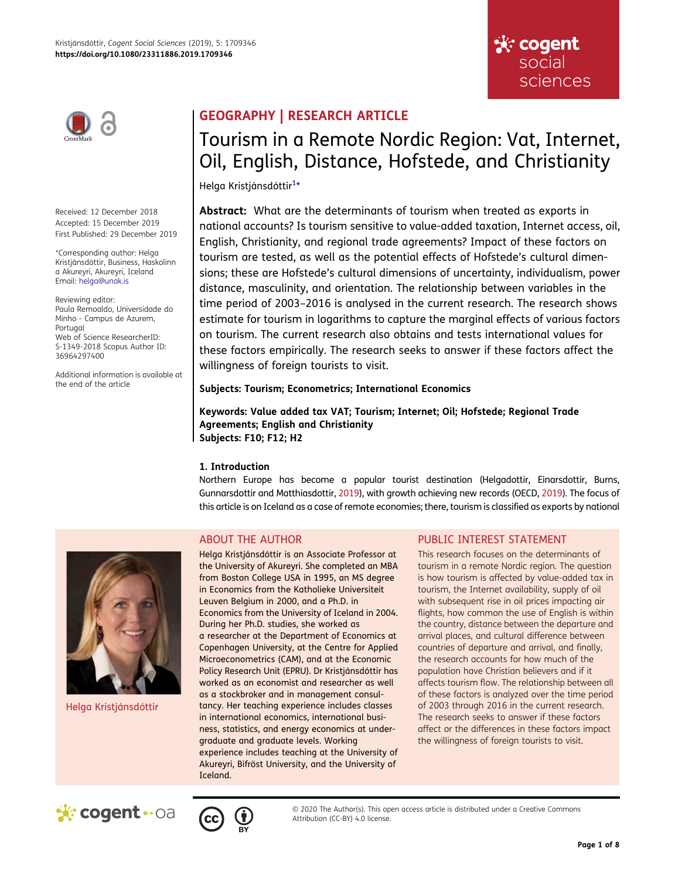GEOGRAPHY | RESEARCH ARTICLE

# Tourism in a Remote Nordic Region: Vat, Internet, Oil, English, Distance, Hofstede, and Christianity

Helga Kristjánsdóttir[1*]

Received: 12 December 2018
Accepted: 15 December 2019
First Published: 29 December 2019

*Corresponding author: Helga Kristjánsdóttir, Business, Haskolinn a Akureyri, Akureyri, Iceland
Email: helga@unak.is

Reviewing editor:
Paula Remoaldo, Universidade do Minho - Campus de Azurem, Portugal
Web of Science ResearcherID: S-1349-2018 Scopus Author ID: 36964297400

Additional information is available at the end of the article

**Abstract:** What are the determinants of tourism when treated as exports in national accounts? Is tourism sensitive to value-added taxation, Internet access, oil, English, Christianity, and regional trade agreements? Impact of these factors on tourism are tested, as well as the potential effects of Hofstede's cultural dimensions; these are Hofstede's cultural dimensions of uncertainty, individualism, power distance, masculinity, and orientation. The relationship between variables in the time period of 2003–2016 is analysed in the current research. The research shows estimate for tourism in logarithms to capture the marginal effects of various factors on tourism. The current research also obtains and tests international values for these factors empirically. The research seeks to answer if these factors affect the willingness of foreign tourists to visit.

**Subjects: Tourism; Econometrics; International Economics**

**Keywords: Value added tax VAT; Tourism; Internet; Oil; Hofstede; Regional Trade Agreements; English and Christianity**
**Subjects: F10; F12; H2**

## 1. Introduction

Northern Europe has become a popular tourist destination (Helgadottir, Einarsdottir, Burns, Gunnarsdottir and Matthiasdottir, 2019), with growth achieving new records (OECD, 2019). The focus of this article is on Iceland as a case of remote economies; there, tourism is classified as exports by national

## ABOUT THE AUTHOR

Helga Kristjánsdóttir

Helga Kristjánsdóttir is an Associate Professor at the University of Akureyri. She completed an MBA from Boston College USA in 1995, an MS degree in Economics from the Katholieke Universiteit Leuven Belgium in 2000, and a Ph.D. in Economics from the University of Iceland in 2004. During her Ph.D. studies, she worked as a researcher at the Department of Economics at Copenhagen University, at the Centre for Applied Microeconometrics (CAM), and at the Economic Policy Research Unit (EPRU). Dr Kristjánsdóttir has worked as an economist and researcher as well as a stockbroker and in management consultancy. Her teaching experience includes classes in international economics, international business, statistics, and energy economics at undergraduate and graduate levels. Working experience includes teaching at the University of Akureyri, Bifröst University, and the University of Iceland.

## PUBLIC INTEREST STATEMENT

This research focuses on the determinants of tourism in a remote Nordic region. The question is how tourism is affected by value-added tax in tourism, the Internet availability, supply of oil with subsequent rise in oil prices impacting air flights, how common the use of English is within the country, distance between the departure and arrival places, and cultural difference between countries of departure and arrival, and finally, the research accounts for how much of the population have Christian believers and if it affects tourism flow. The relationship between all of these factors is analyzed over the time period of 2003 through 2016 in the current research. The research seeks to answer if these factors affect or the differences in these factors impact the willingness of foreign tourists to visit.

© 2020 The Author(s). This open access article is distributed under a Creative Commons Attribution (CC-BY) 4.0 license.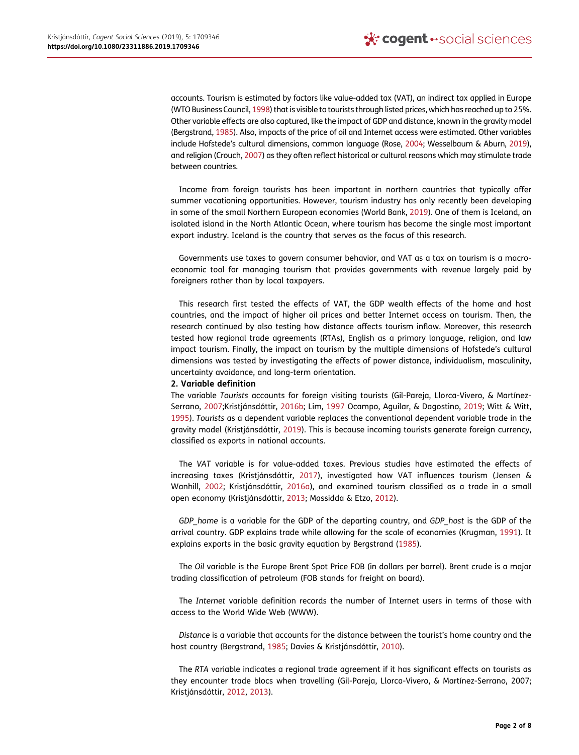accounts. Tourism is estimated by factors like value-added tax (VAT), an indirect tax applied in Europe (WTO Business Council, 1998) that is visible to tourists through listed prices, which has reached up to 25%. Other variable effects are also captured, like the impact of GDP and distance, known in the gravity model (Bergstrand, 1985). Also, impacts of the price of oil and Internet access were estimated. Other variables include Hofstede's cultural dimensions, common language (Rose, 2004; Wesselbaum & Aburn, 2019), and religion (Crouch, 2007) as they often reflect historical or cultural reasons which may stimulate trade between countries.

Income from foreign tourists has been important in northern countries that typically offer summer vacationing opportunities. However, tourism industry has only recently been developing in some of the small Northern European economies (World Bank, 2019). One of them is Iceland, an isolated island in the North Atlantic Ocean, where tourism has become the single most important export industry. Iceland is the country that serves as the focus of this research.

Governments use taxes to govern consumer behavior, and VAT as a tax on tourism is a macro-economic tool for managing tourism that provides governments with revenue largely paid by foreigners rather than by local taxpayers.

This research first tested the effects of VAT, the GDP wealth effects of the home and host countries, and the impact of higher oil prices and better Internet access on tourism. Then, the research continued by also testing how distance affects tourism inflow. Moreover, this research tested how regional trade agreements (RTAs), English as a primary language, religion, and law impact tourism. Finally, the impact on tourism by the multiple dimensions of Hofstede's cultural dimensions was tested by investigating the effects of power distance, individualism, masculinity, uncertainty avoidance, and long-term orientation.

## 2. Variable definition

The variable *Tourists* accounts for foreign visiting tourists (Gil-Pareja, Llorca-Vivero, & Martínez-Serrano, 2007;Kristjánsdóttir, 2016b; Lim, 1997 Ocampo, Aguilar, & Dagostino, 2019; Witt & Witt, 1995). *Tourists* as a dependent variable replaces the conventional dependent variable trade in the gravity model (Kristjánsdóttir, 2019). This is because incoming tourists generate foreign currency, classified as exports in national accounts.

The *VAT* variable is for value-added taxes. Previous studies have estimated the effects of increasing taxes (Kristjánsdóttir, 2017), investigated how VAT influences tourism (Jensen & Wanhill, 2002; Kristjánsdóttir, 2016a), and examined tourism classified as a trade in a small open economy (Kristjánsdóttir, 2013; Massidda & Etzo, 2012).

*GDP_home* is a variable for the GDP of the departing country, and *GDP_host* is the GDP of the arrival country. GDP explains trade while allowing for the scale of economies (Krugman, 1991). It explains exports in the basic gravity equation by Bergstrand (1985).

The *Oil* variable is the Europe Brent Spot Price FOB (in dollars per barrel). Brent crude is a major trading classification of petroleum (FOB stands for freight on board).

The *Internet* variable definition records the number of Internet users in terms of those with access to the World Wide Web (WWW).

*Distance* is a variable that accounts for the distance between the tourist's home country and the host country (Bergstrand, 1985; Davies & Kristjánsdóttir, 2010).

The *RTA* variable indicates a regional trade agreement if it has significant effects on tourists as they encounter trade blocs when travelling (Gil-Pareja, Llorca-Vivero, & Martínez-Serrano, 2007; Kristjánsdóttir, 2012, 2013).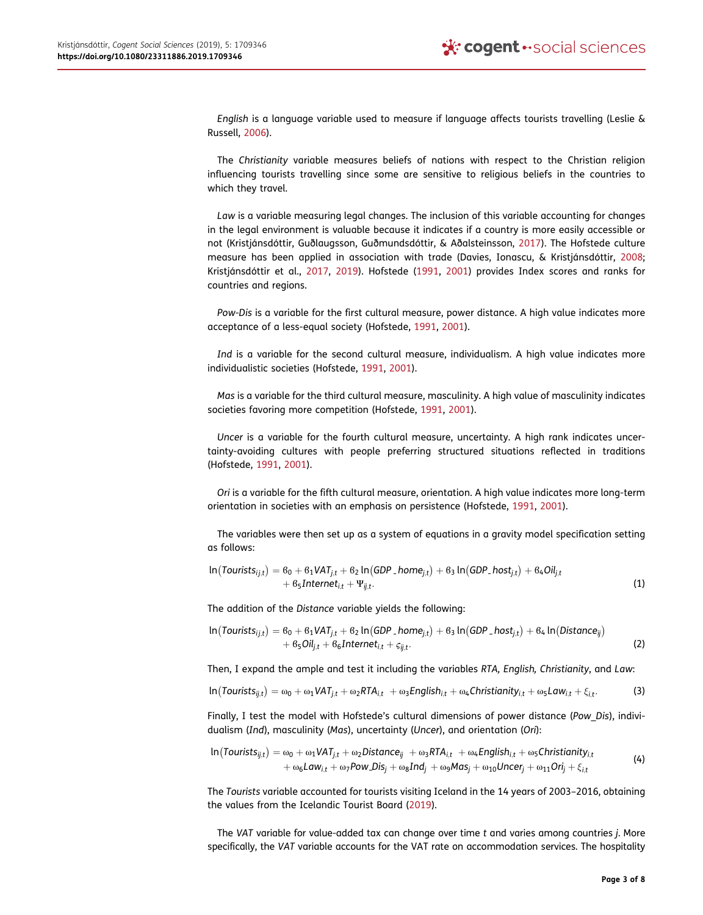*English* is a language variable used to measure if language affects tourists travelling (Leslie & Russell, 2006).

The *Christianity* variable measures beliefs of nations with respect to the Christian religion influencing tourists travelling since some are sensitive to religious beliefs in the countries to which they travel.

*Law* is a variable measuring legal changes. The inclusion of this variable accounting for changes in the legal environment is valuable because it indicates if a country is more easily accessible or not (Kristjánsdóttir, Guðlaugsson, Guðmundsdóttir, & Aðalsteinsson, 2017). The Hofstede culture measure has been applied in association with trade (Davies, Ionascu, & Kristjánsdóttir, 2008; Kristjánsdóttir et al., 2017, 2019). Hofstede (1991, 2001) provides Index scores and ranks for countries and regions.

*Pow-Dis* is a variable for the first cultural measure, power distance. A high value indicates more acceptance of a less-equal society (Hofstede, 1991, 2001).

*Ind* is a variable for the second cultural measure, individualism. A high value indicates more individualistic societies (Hofstede, 1991, 2001).

*Mas* is a variable for the third cultural measure, masculinity. A high value of masculinity indicates societies favoring more competition (Hofstede, 1991, 2001).

*Uncer* is a variable for the fourth cultural measure, uncertainty. A high rank indicates uncertainty-avoiding cultures with people preferring structured situations reflected in traditions (Hofstede, 1991, 2001).

*Ori* is a variable for the fifth cultural measure, orientation. A high value indicates more long-term orientation in societies with an emphasis on persistence (Hofstede, 1991, 2001).

The variables were then set up as a system of equations in a gravity model specification setting as follows:

$$\ln(Tourists_{ij,t}) = \beta_0 + \beta_1 VAT_{j,t} + \beta_2 \ln(GDP\_home_{j,t}) + \beta_3 \ln(GDP\_host_{j,t}) + \beta_4 Oil_{j,t} + \beta_5 Internet_{i,t} + \Psi_{ij,t}. \tag{1}$$

The addition of the *Distance* variable yields the following:

$$\ln(Tourists_{ij,t}) = \beta_0 + \beta_1 VAT_{j,t} + \beta_2 \ln(GDP\_home_{j,t}) + \beta_3 \ln(GDP\_host_{j,t}) + \beta_4 \ln(Distance_{ij}) + \beta_5 Oil_{j,t} + \beta_6 Internet_{i,t} + \varsigma_{ij,t}. \tag{2}$$

Then, I expand the ample and test it including the variables *RTA, English, Christianity*, and *Law*:

$$\ln(Tourists_{ij,t}) = \omega_0 + \omega_1 VAT_{j,t} + \omega_2 RTA_{i,t} + \omega_3 English_{i,t} + \omega_4 Christianity_{i,t} + \omega_5 Law_{i,t} + \xi_{i,t}. \tag{3}$$

Finally, I test the model with Hofstede's cultural dimensions of power distance (*Pow_Dis*), individualism (*Ind*), masculinity (*Mas*), uncertainty (*Uncer*), and orientation (*Ori*):

$$\ln(Tourists_{ij,t}) = \omega_0 + \omega_1 VAT_{j,t} + \omega_2 Distance_{ij} + \omega_3 RTA_{i,t} + \omega_4 English_{i,t} + \omega_5 Christianity_{i,t} + \omega_6 Law_{i,t} + \omega_7 Pow\_Dis_j + \omega_8 Ind_j + \omega_9 Mas_j + \omega_{10} Uncer_j + \omega_{11} Ori_j + \xi_{i,t} \tag{4}$$

The *Tourists* variable accounted for tourists visiting Iceland in the 14 years of 2003–2016, obtaining the values from the Icelandic Tourist Board (2019).

The *VAT* variable for value-added tax can change over time *t* and varies among countries *j*. More specifically, the *VAT* variable accounts for the VAT rate on accommodation services. The hospitality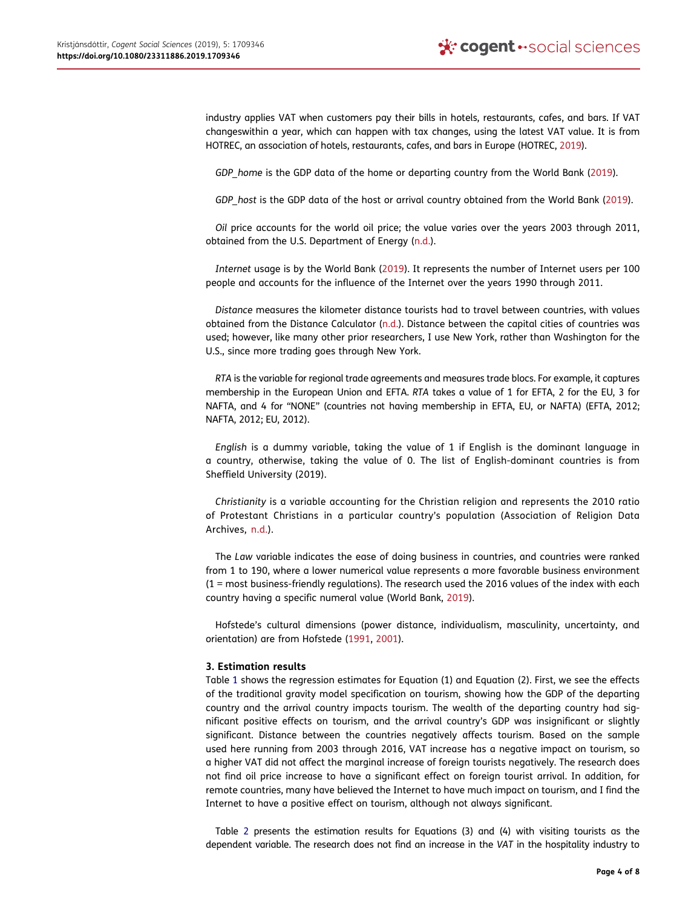industry applies VAT when customers pay their bills in hotels, restaurants, cafes, and bars. If VAT changeswithin a year, which can happen with tax changes, using the latest VAT value. It is from HOTREC, an association of hotels, restaurants, cafes, and bars in Europe (HOTREC, 2019).

*GDP_home* is the GDP data of the home or departing country from the World Bank (2019).

*GDP_host* is the GDP data of the host or arrival country obtained from the World Bank (2019).

*Oil* price accounts for the world oil price; the value varies over the years 2003 through 2011, obtained from the U.S. Department of Energy (n.d.).

*Internet* usage is by the World Bank (2019). It represents the number of Internet users per 100 people and accounts for the influence of the Internet over the years 1990 through 2011.

*Distance* measures the kilometer distance tourists had to travel between countries, with values obtained from the Distance Calculator (n.d.). Distance between the capital cities of countries was used; however, like many other prior researchers, I use New York, rather than Washington for the U.S., since more trading goes through New York.

*RTA* is the variable for regional trade agreements and measures trade blocs. For example, it captures membership in the European Union and EFTA. *RTA* takes a value of 1 for EFTA, 2 for the EU, 3 for NAFTA, and 4 for "NONE" (countries not having membership in EFTA, EU, or NAFTA) (EFTA, 2012; NAFTA, 2012; EU, 2012).

*English* is a dummy variable, taking the value of 1 if English is the dominant language in a country, otherwise, taking the value of 0. The list of English-dominant countries is from Sheffield University (2019).

*Christianity* is a variable accounting for the Christian religion and represents the 2010 ratio of Protestant Christians in a particular country's population (Association of Religion Data Archives, n.d.).

The *Law* variable indicates the ease of doing business in countries, and countries were ranked from 1 to 190, where a lower numerical value represents a more favorable business environment (1 = most business-friendly regulations). The research used the 2016 values of the index with each country having a specific numeral value (World Bank, 2019).

Hofstede's cultural dimensions (power distance, individualism, masculinity, uncertainty, and orientation) are from Hofstede (1991, 2001).

### 3. Estimation results

Table 1 shows the regression estimates for Equation (1) and Equation (2). First, we see the effects of the traditional gravity model specification on tourism, showing how the GDP of the departing country and the arrival country impacts tourism. The wealth of the departing country had significant positive effects on tourism, and the arrival country's GDP was insignificant or slightly significant. Distance between the countries negatively affects tourism. Based on the sample used here running from 2003 through 2016, VAT increase has a negative impact on tourism, so a higher VAT did not affect the marginal increase of foreign tourists negatively. The research does not find oil price increase to have a significant effect on foreign tourist arrival. In addition, for remote countries, many have believed the Internet to have much impact on tourism, and I find the Internet to have a positive effect on tourism, although not always significant.

Table 2 presents the estimation results for Equations (3) and (4) with visiting tourists as the dependent variable. The research does not find an increase in the *VAT* in the hospitality industry to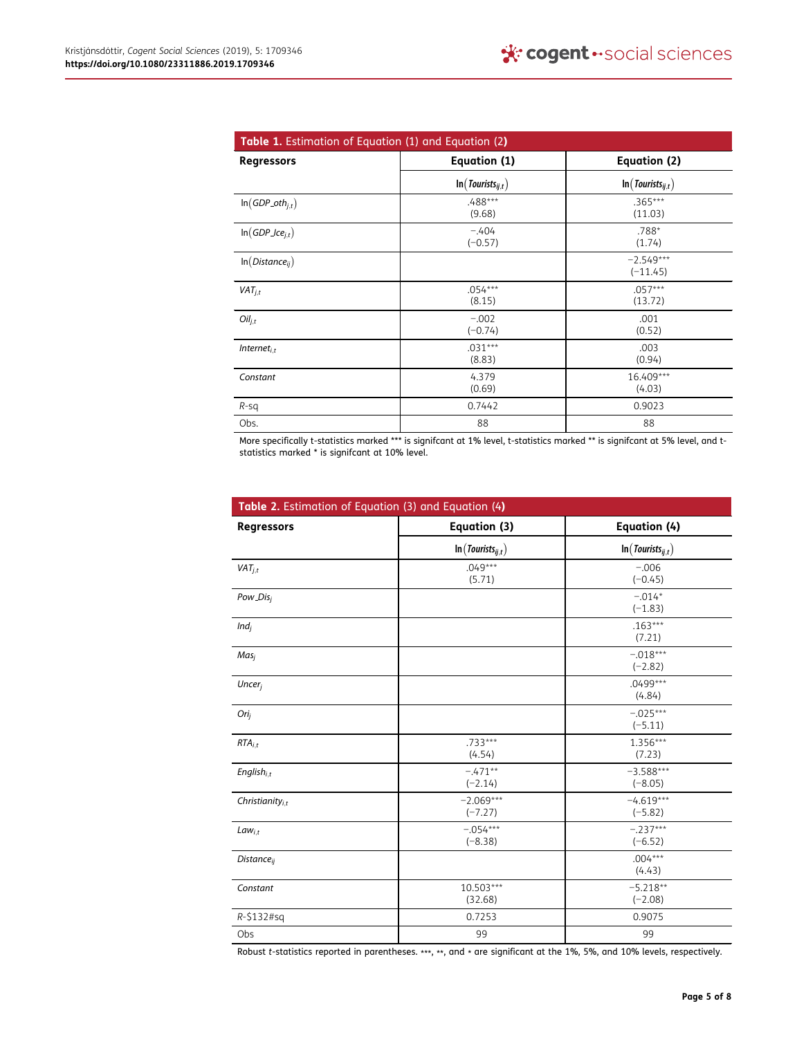**Table 1.** Estimation of Equation (1) and Equation (2)

| Regressors | Equation (1) | Equation (2) |
|---|---|---|
| | $\ln(Tourists_{ij,t})$ | $\ln(Tourists_{ij,t})$ |
| $\ln(GDP\_oth_{j,t})$ | .488*** (9.68) | .365*** (11.03) |
| $\ln(GDP\_Ice_{j,t})$ | −.404 (−0.57) | .788* (1.74) |
| $\ln(Distance_{ij})$ | | −2.549*** (−11.45) |
| $VAT_{j,t}$ | .054*** (8.15) | .057*** (13.72) |
| $Oil_{j,t}$ | −.002 (−0.74) | .001 (0.52) |
| $Internet_{i,t}$ | .031*** (8.83) | .003 (0.94) |
| *Constant* | 4.379 (0.69) | 16.409*** (4.03) |
| *R*-sq | 0.7442 | 0.9023 |
| Obs. | 88 | 88 |

More specifically t-statistics marked *** is signifcant at 1% level, t-statistics marked ** is signifcant at 5% level, and t-statistics marked * is signifcant at 10% level.

**Table 2.** Estimation of Equation (3) and Equation (4)

| Regressors | Equation (3) | Equation (4) |
|---|---|---|
| | $\ln(Tourists_{ij,t})$ | $\ln(Tourists_{ij,t})$ |
| $VAT_{j,t}$ | .049*** (5.71) | −.006 (−0.45) |
| $Pow\_Dis_j$ | | −.014* (−1.83) |
| $Ind_j$ | | .163*** (7.21) |
| $Mas_j$ | | −.018*** (−2.82) |
| $Uncer_j$ | | .0499*** (4.84) |
| $Ori_j$ | | −.025*** (−5.11) |
| $RTA_{i,t}$ | .733*** (4.54) | 1.356*** (7.23) |
| $English_{i,t}$ | −.471** (−2.14) | −3.588*** (−8.05) |
| $Christianity_{i,t}$ | −2.069*** (−7.27) | −4.619*** (−5.82) |
| $Law_{i,t}$ | −.054*** (−8.38) | −.237*** (−6.52) |
| $Distance_{ij}$ | | .004*** (4.43) |
| *Constant* | 10.503*** (32.68) | −5.218** (−2.08) |
| R-$132#sq | 0.7253 | 0.9075 |
| Obs | 99 | 99 |

Robust *t*-statistics reported in parentheses. ***, **, and * are significant at the 1%, 5%, and 10% levels, respectively.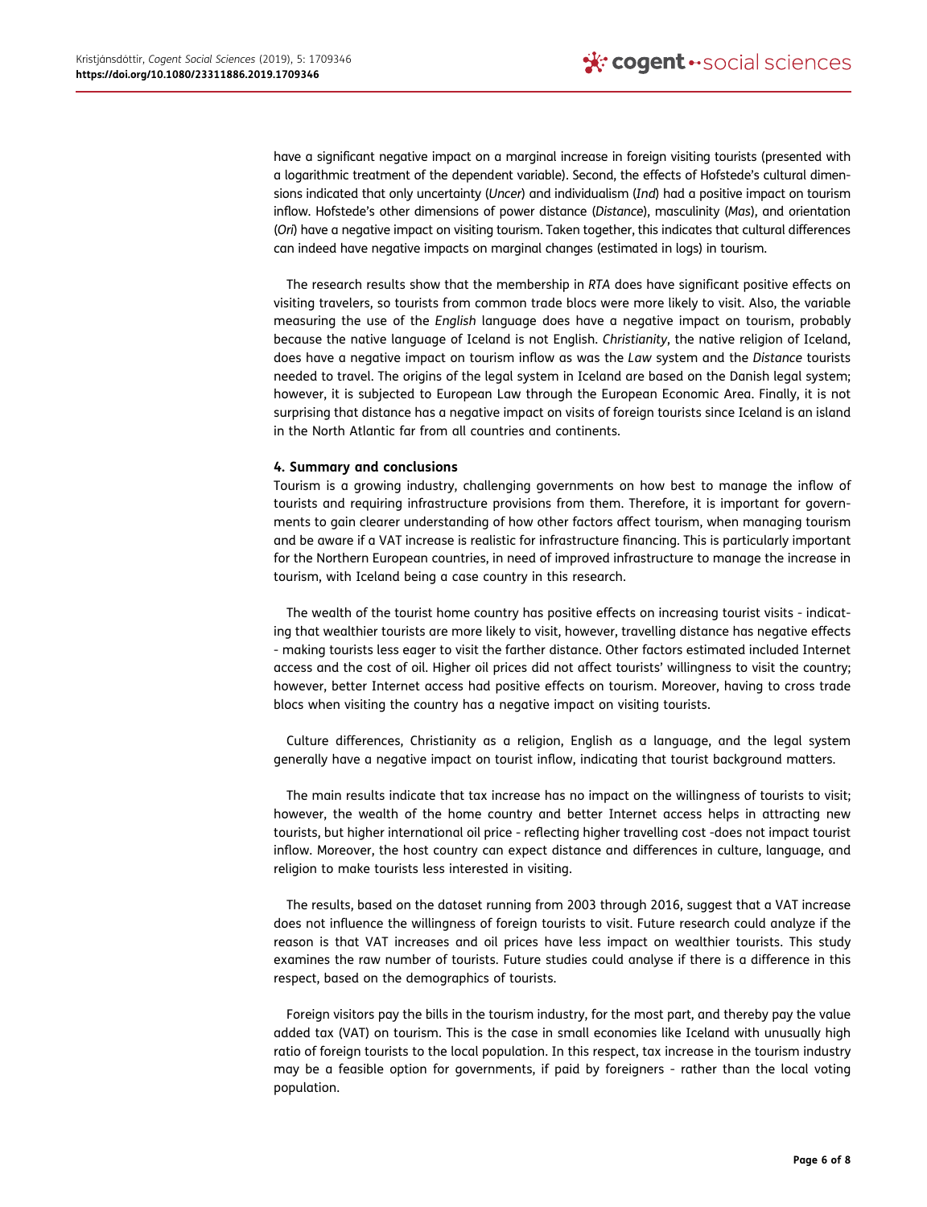have a significant negative impact on a marginal increase in foreign visiting tourists (presented with a logarithmic treatment of the dependent variable). Second, the effects of Hofstede's cultural dimensions indicated that only uncertainty (*Uncer*) and individualism (*Ind*) had a positive impact on tourism inflow. Hofstede's other dimensions of power distance (*Distance*), masculinity (*Mas*), and orientation (*Ori*) have a negative impact on visiting tourism. Taken together, this indicates that cultural differences can indeed have negative impacts on marginal changes (estimated in logs) in tourism.

The research results show that the membership in *RTA* does have significant positive effects on visiting travelers, so tourists from common trade blocs were more likely to visit. Also, the variable measuring the use of the *English* language does have a negative impact on tourism, probably because the native language of Iceland is not English. *Christianity*, the native religion of Iceland, does have a negative impact on tourism inflow as was the *Law* system and the *Distance* tourists needed to travel. The origins of the legal system in Iceland are based on the Danish legal system; however, it is subjected to European Law through the European Economic Area. Finally, it is not surprising that distance has a negative impact on visits of foreign tourists since Iceland is an island in the North Atlantic far from all countries and continents.

## 4. Summary and conclusions

Tourism is a growing industry, challenging governments on how best to manage the inflow of tourists and requiring infrastructure provisions from them. Therefore, it is important for governments to gain clearer understanding of how other factors affect tourism, when managing tourism and be aware if a VAT increase is realistic for infrastructure financing. This is particularly important for the Northern European countries, in need of improved infrastructure to manage the increase in tourism, with Iceland being a case country in this research.

The wealth of the tourist home country has positive effects on increasing tourist visits - indicating that wealthier tourists are more likely to visit, however, travelling distance has negative effects - making tourists less eager to visit the farther distance. Other factors estimated included Internet access and the cost of oil. Higher oil prices did not affect tourists' willingness to visit the country; however, better Internet access had positive effects on tourism. Moreover, having to cross trade blocs when visiting the country has a negative impact on visiting tourists.

Culture differences, Christianity as a religion, English as a language, and the legal system generally have a negative impact on tourist inflow, indicating that tourist background matters.

The main results indicate that tax increase has no impact on the willingness of tourists to visit; however, the wealth of the home country and better Internet access helps in attracting new tourists, but higher international oil price - reflecting higher travelling cost -does not impact tourist inflow. Moreover, the host country can expect distance and differences in culture, language, and religion to make tourists less interested in visiting.

The results, based on the dataset running from 2003 through 2016, suggest that a VAT increase does not influence the willingness of foreign tourists to visit. Future research could analyze if the reason is that VAT increases and oil prices have less impact on wealthier tourists. This study examines the raw number of tourists. Future studies could analyse if there is a difference in this respect, based on the demographics of tourists.

Foreign visitors pay the bills in the tourism industry, for the most part, and thereby pay the value added tax (VAT) on tourism. This is the case in small economies like Iceland with unusually high ratio of foreign tourists to the local population. In this respect, tax increase in the tourism industry may be a feasible option for governments, if paid by foreigners - rather than the local voting population.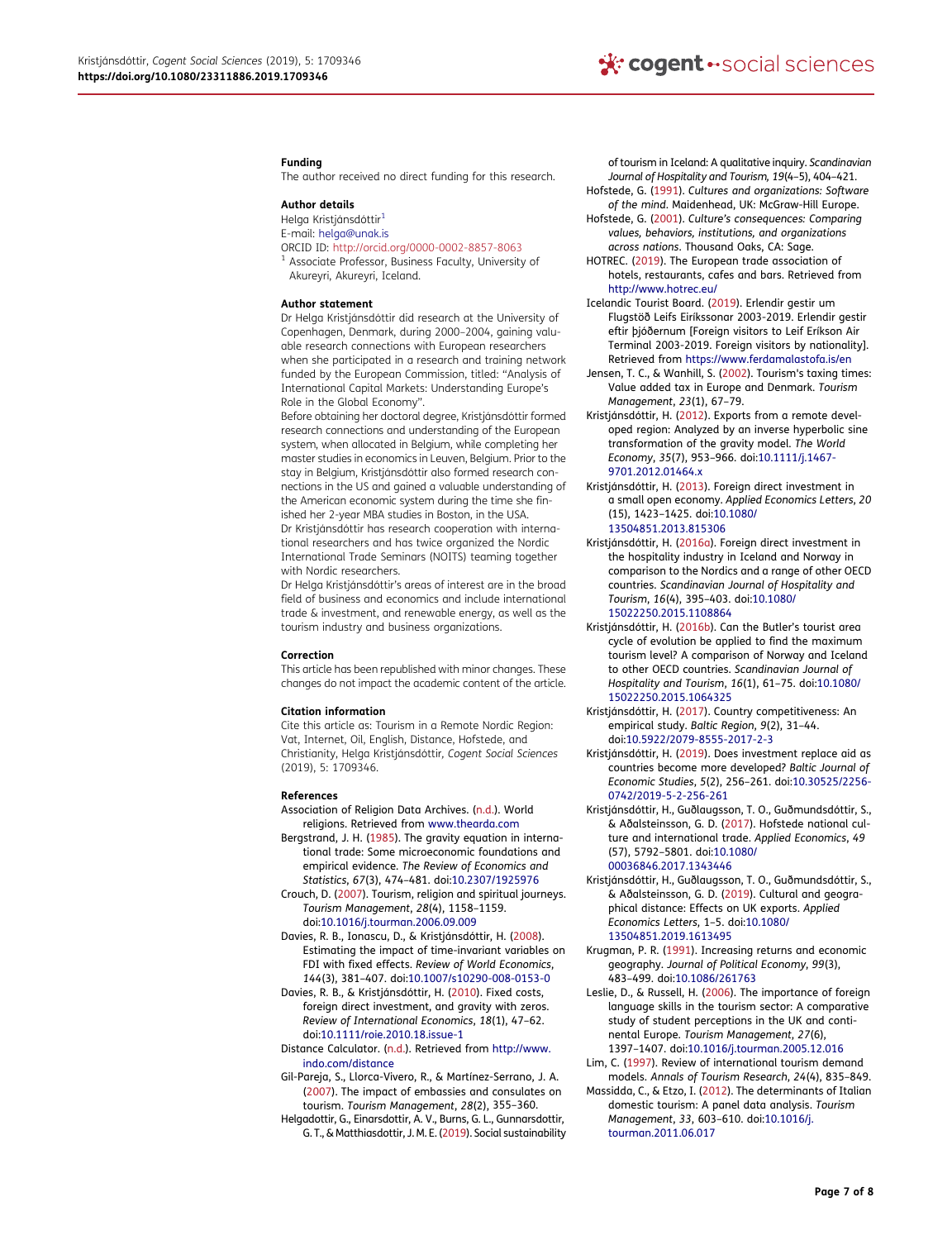### Funding

The author received no direct funding for this research.

### Author details

Helga Kristjánsdóttir[1]
E-mail: helga@unak.is
ORCID ID: http://orcid.org/0000-0002-8857-8063
[1] Associate Professor, Business Faculty, University of Akureyri, Akureyri, Iceland.

### Author statement

Dr Helga Kristjánsdóttir did research at the University of Copenhagen, Denmark, during 2000–2004, gaining valuable research connections with European researchers when she participated in a research and training network funded by the European Commission, titled: "Analysis of International Capital Markets: Understanding Europe's Role in the Global Economy".

Before obtaining her doctoral degree, Kristjánsdóttir formed research connections and understanding of the European system, when allocated in Belgium, while completing her master studies in economics in Leuven, Belgium. Prior to the stay in Belgium, Kristjánsdóttir also formed research connections in the US and gained a valuable understanding of the American economic system during the time she finished her 2-year MBA studies in Boston, in the USA.

Dr Kristjánsdóttir has research cooperation with international researchers and has twice organized the Nordic International Trade Seminars (NOITS) teaming together with Nordic researchers.

Dr Helga Kristjánsdóttir's areas of interest are in the broad field of business and economics and include international trade & investment, and renewable energy, as well as the tourism industry and business organizations.

### Correction

This article has been republished with minor changes. These changes do not impact the academic content of the article.

### Citation information

Cite this article as: Tourism in a Remote Nordic Region: Vat, Internet, Oil, English, Distance, Hofstede, and Christianity, Helga Kristjánsdóttir, *Cogent Social Sciences* (2019), 5: 1709346.

### References

Association of Religion Data Archives. (n.d.). World religions. Retrieved from www.thearda.com

Bergstrand, J. H. (1985). The gravity equation in international trade: Some microeconomic foundations and empirical evidence. *The Review of Economics and Statistics*, *67*(3), 474–481. doi:10.2307/1925976

Crouch, D. (2007). Tourism, religion and spiritual journeys. *Tourism Management*, *28*(4), 1158–1159. doi:10.1016/j.tourman.2006.09.009

Davies, R. B., Ionascu, D., & Kristjánsdóttir, H. (2008). Estimating the impact of time-invariant variables on FDI with fixed effects. *Review of World Economics*, *144*(3), 381–407. doi:10.1007/s10290-008-0153-0

Davies, R. B., & Kristjánsdóttir, H. (2010). Fixed costs, foreign direct investment, and gravity with zeros. *Review of International Economics*, *18*(1), 47–62. doi:10.1111/roie.2010.18.issue-1

Distance Calculator. (n.d.). Retrieved from http://www.indo.com/distance

Gil-Pareja, S., Llorca-Vivero, R., & Martínez-Serrano, J. A. (2007). The impact of embassies and consulates on tourism. *Tourism Management*, *28*(2), 355–360.

Helgadottir, G., Einarsdottir, A. V., Burns, G. L., Gunnarsdottir, G. T., & Matthiasdottir, J. M. E. (2019). Social sustainability of tourism in Iceland: A qualitative inquiry. *Scandinavian Journal of Hospitality and Tourism*, *19*(4–5), 404–421.

Hofstede, G. (1991). *Cultures and organizations: Software of the mind*. Maidenhead, UK: McGraw-Hill Europe.

Hofstede, G. (2001). *Culture's consequences: Comparing values, behaviors, institutions, and organizations across nations*. Thousand Oaks, CA: Sage.

HOTREC. (2019). The European trade association of hotels, restaurants, cafes and bars. Retrieved from http://www.hotrec.eu/

Icelandic Tourist Board. (2019). Erlendir gestir um Flugstöð Leifs Eiríkssonar 2003-2019. Erlendir gestir eftir þjóðernum [Foreign visitors to Leif Erikson Air Terminal 2003-2019. Foreign visitors by nationality]. Retrieved from https://www.ferdamalastofa.is/en

Jensen, T. C., & Wanhill, S. (2002). Tourism's taxing times: Value added tax in Europe and Denmark. *Tourism Management*, *23*(1), 67–79.

Kristjánsdóttir, H. (2012). Exports from a remote developed region: Analyzed by an inverse hyperbolic sine transformation of the gravity model. *The World Economy*, *35*(7), 953–966. doi:10.1111/j.1467-9701.2012.01464.x

Kristjánsdóttir, H. (2013). Foreign direct investment in a small open economy. *Applied Economics Letters*, *20*(15), 1423–1425. doi:10.1080/13504851.2013.815306

Kristjánsdóttir, H. (2016a). Foreign direct investment in the hospitality industry in Iceland and Norway in comparison to the Nordics and a range of other OECD countries. *Scandinavian Journal of Hospitality and Tourism*, *16*(4), 395–403. doi:10.1080/15022250.2015.1108864

Kristjánsdóttir, H. (2016b). Can the Butler's tourist area cycle of evolution be applied to find the maximum tourism level? A comparison of Norway and Iceland to other OECD countries. *Scandinavian Journal of Hospitality and Tourism*, *16*(1), 61–75. doi:10.1080/15022250.2015.1064325

Kristjánsdóttir, H. (2017). Country competitiveness: An empirical study. *Baltic Region*, *9*(2), 31–44. doi:10.5922/2079-8555-2017-2-3

Kristjánsdóttir, H. (2019). Does investment replace aid as countries become more developed? *Baltic Journal of Economic Studies*, *5*(2), 256–261. doi:10.30525/2256-0742/2019-5-2-256-261

Kristjánsdóttir, H., Guðlaugsson, T. O., Guðmundsdóttir, S., & Aðalsteinsson, G. D. (2017). Hofstede national culture and international trade. *Applied Economics*, *49*(57), 5792–5801. doi:10.1080/00036846.2017.1343446

Kristjánsdóttir, H., Guðlaugsson, T. O., Guðmundsdóttir, S., & Aðalsteinsson, G. D. (2019). Cultural and geographical distance: Effects on UK exports. *Applied Economics Letters*, 1–5. doi:10.1080/13504851.2019.1613495

Krugman, P. R. (1991). Increasing returns and economic geography. *Journal of Political Economy*, *99*(3), 483–499. doi:10.1086/261763

Leslie, D., & Russell, H. (2006). The importance of foreign language skills in the tourism sector: A comparative study of student perceptions in the UK and continental Europe. *Tourism Management*, *27*(6), 1397–1407. doi:10.1016/j.tourman.2005.12.016

Lim, C. (1997). Review of international tourism demand models. *Annals of Tourism Research*, *24*(4), 835–849.

Massidda, C., & Etzo, I. (2012). The determinants of Italian domestic tourism: A panel data analysis. *Tourism Management*, *33*, 603–610. doi:10.1016/j.tourman.2011.06.017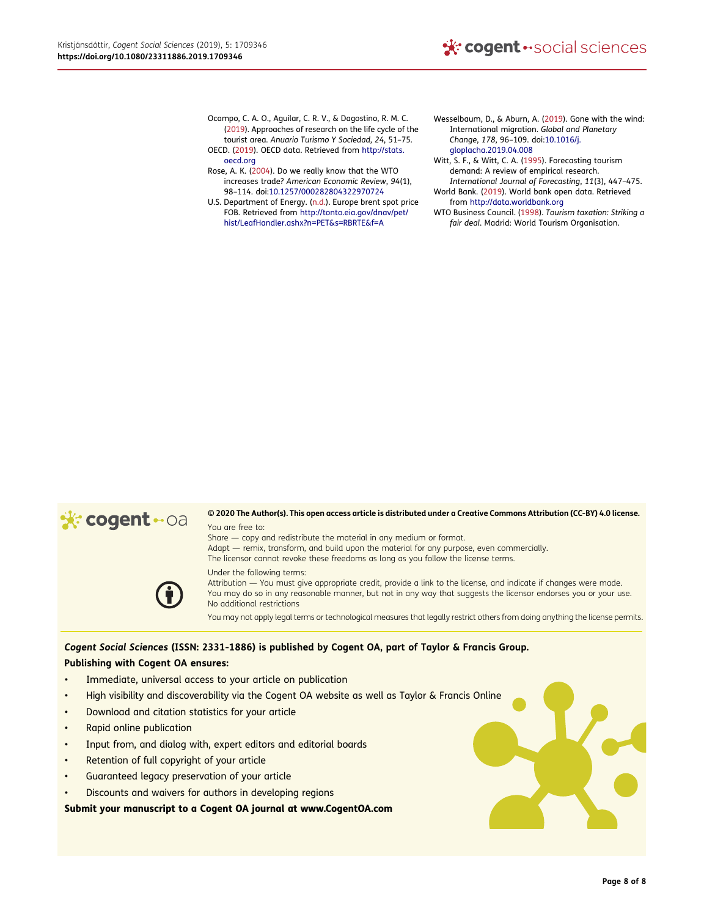Ocampo, C. A. O., Aguilar, C. R. V., & Dagostino, R. M. C. (2019). Approaches of research on the life cycle of the tourist area. *Anuario Turismo Y Sociedad*, *24*, 51–75.

OECD. (2019). OECD data. Retrieved from http://stats.oecd.org

Rose, A. K. (2004). Do we really know that the WTO increases trade? *American Economic Review*, *94*(1), 98–114. doi:10.1257/000282804322970724

U.S. Department of Energy. (n.d.). Europe brent spot price FOB. Retrieved from http://tonto.eia.gov/dnav/pet/hist/LeafHandler.ashx?n=PET&s=RBRTE&f=A

Wesselbaum, D., & Aburn, A. (2019). Gone with the wind: International migration. *Global and Planetary Change*, *178*, 96–109. doi:10.1016/j.gloplacha.2019.04.008

Witt, S. F., & Witt, C. A. (1995). Forecasting tourism demand: A review of empirical research. *International Journal of Forecasting*, *11*(3), 447–475.

World Bank. (2019). World bank open data. Retrieved from http://data.worldbank.org

WTO Business Council. (1998). *Tourism taxation: Striking a fair deal*. Madrid: World Tourism Organisation.

**© 2020 The Author(s). This open access article is distributed under a Creative Commons Attribution (CC-BY) 4.0 license.**

You are free to:

Share — copy and redistribute the material in any medium or format.

Adapt — remix, transform, and build upon the material for any purpose, even commercially.

The licensor cannot revoke these freedoms as long as you follow the license terms.

Under the following terms:

Attribution — You must give appropriate credit, provide a link to the license, and indicate if changes were made. You may do so in any reasonable manner, but not in any way that suggests the licensor endorses you or your use.

No additional restrictions

You may not apply legal terms or technological measures that legally restrict others from doing anything the license permits.

***Cogent Social Sciences* (ISSN: 2331-1886) is published by Cogent OA, part of Taylor & Francis Group.**

**Publishing with Cogent OA ensures:**

- Immediate, universal access to your article on publication
- High visibility and discoverability via the Cogent OA website as well as Taylor & Francis Online
- Download and citation statistics for your article
- Rapid online publication
- Input from, and dialog with, expert editors and editorial boards
- Retention of full copyright of your article
- Guaranteed legacy preservation of your article
- Discounts and waivers for authors in developing regions

**Submit your manuscript to a Cogent OA journal at www.CogentOA.com**